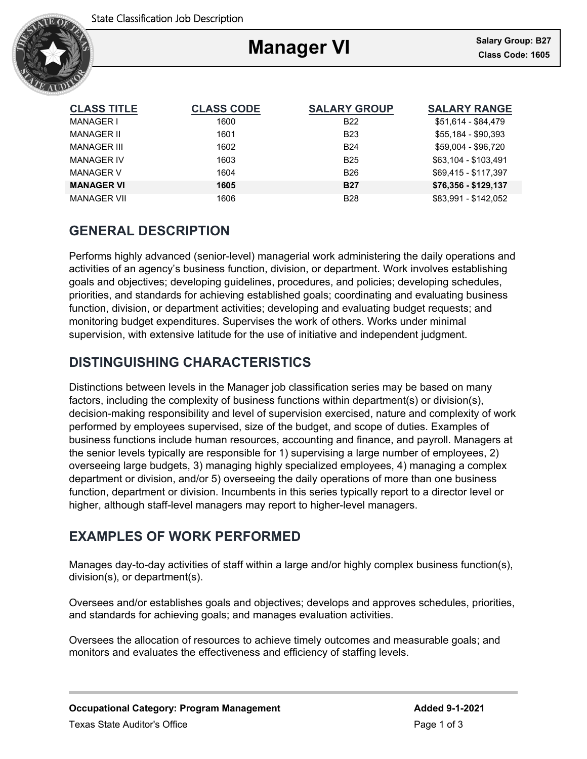State Classification Job Description

# Manager VI

**Salary Group: B27**
**Class Code: 1605**

| CLASS TITLE | CLASS CODE | SALARY GROUP | SALARY RANGE |
|---|---|---|---|
| MANAGER I | 1600 | B22 | $51,614 - $84,479 |
| MANAGER II | 1601 | B23 | $55,184 - $90,393 |
| MANAGER III | 1602 | B24 | $59,004 - $96,720 |
| MANAGER IV | 1603 | B25 | $63,104 - $103,491 |
| MANAGER V | 1604 | B26 | $69,415 - $117,397 |
| **MANAGER VI** | **1605** | **B27** | **$76,356 - $129,137** |
| MANAGER VII | 1606 | B28 | $83,991 - $142,052 |

## GENERAL DESCRIPTION

Performs highly advanced (senior-level) managerial work administering the daily operations and activities of an agency's business function, division, or department. Work involves establishing goals and objectives; developing guidelines, procedures, and policies; developing schedules, priorities, and standards for achieving established goals; coordinating and evaluating business function, division, or department activities; developing and evaluating budget requests; and monitoring budget expenditures. Supervises the work of others. Works under minimal supervision, with extensive latitude for the use of initiative and independent judgment.

## DISTINGUISHING CHARACTERISTICS

Distinctions between levels in the Manager job classification series may be based on many factors, including the complexity of business functions within department(s) or division(s), decision-making responsibility and level of supervision exercised, nature and complexity of work performed by employees supervised, size of the budget, and scope of duties. Examples of business functions include human resources, accounting and finance, and payroll. Managers at the senior levels typically are responsible for 1) supervising a large number of employees, 2) overseeing large budgets, 3) managing highly specialized employees, 4) managing a complex department or division, and/or 5) overseeing the daily operations of more than one business function, department or division. Incumbents in this series typically report to a director level or higher, although staff-level managers may report to higher-level managers.

## EXAMPLES OF WORK PERFORMED

Manages day-to-day activities of staff within a large and/or highly complex business function(s), division(s), or department(s).

Oversees and/or establishes goals and objectives; develops and approves schedules, priorities, and standards for achieving goals; and manages evaluation activities.

Oversees the allocation of resources to achieve timely outcomes and measurable goals; and monitors and evaluates the effectiveness and efficiency of staffing levels.

**Occupational Category: Program Management** | **Added 9-1-2021**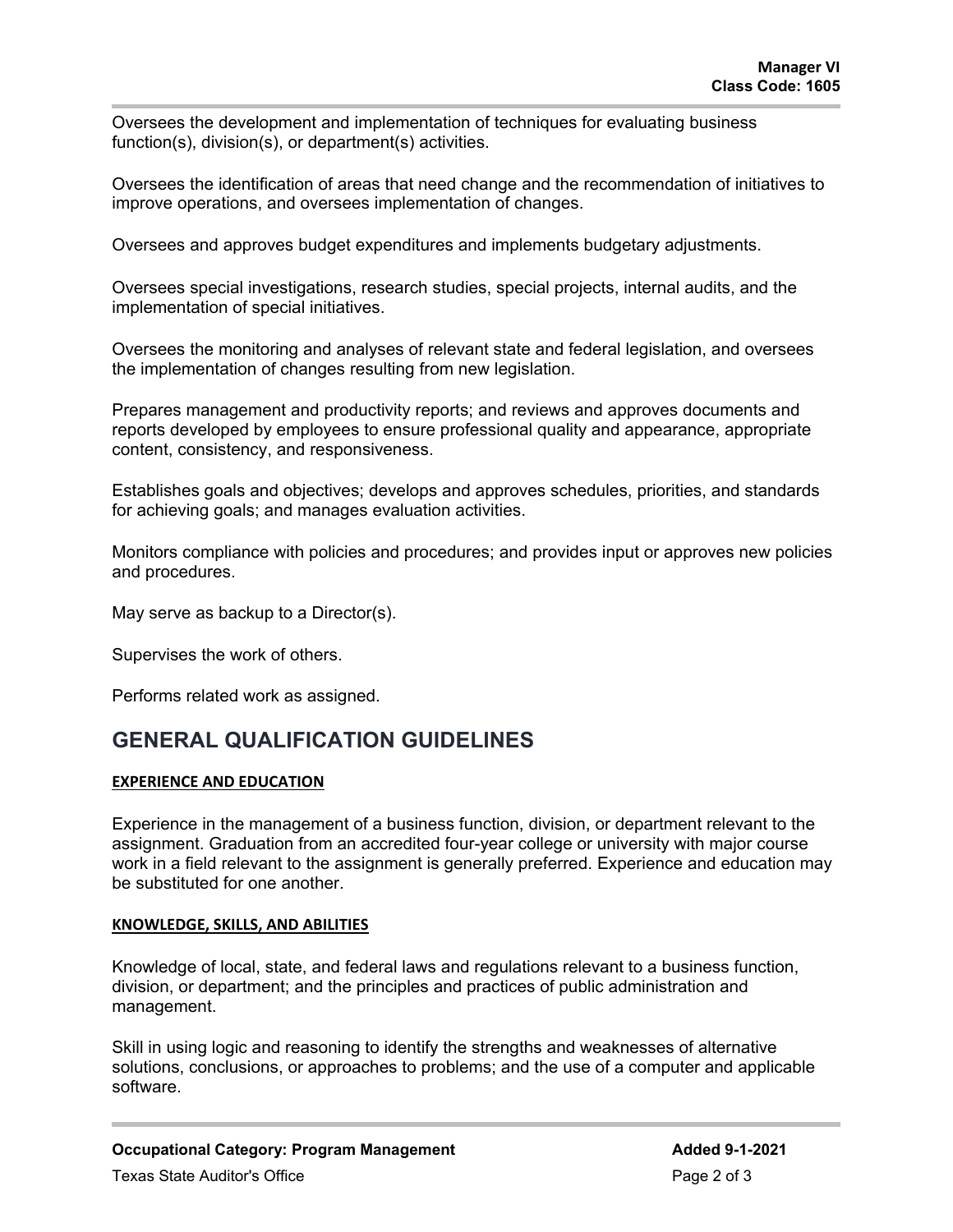Oversees the development and implementation of techniques for evaluating business function(s), division(s), or department(s) activities.

Oversees the identification of areas that need change and the recommendation of initiatives to improve operations, and oversees implementation of changes.

Oversees and approves budget expenditures and implements budgetary adjustments.

Oversees special investigations, research studies, special projects, internal audits, and the implementation of special initiatives.

Oversees the monitoring and analyses of relevant state and federal legislation, and oversees the implementation of changes resulting from new legislation.

Prepares management and productivity reports; and reviews and approves documents and reports developed by employees to ensure professional quality and appearance, appropriate content, consistency, and responsiveness.

Establishes goals and objectives; develops and approves schedules, priorities, and standards for achieving goals; and manages evaluation activities.

Monitors compliance with policies and procedures; and provides input or approves new policies and procedures.

May serve as backup to a Director(s).

Supervises the work of others.

Performs related work as assigned.

## GENERAL QUALIFICATION GUIDELINES

### EXPERIENCE AND EDUCATION

Experience in the management of a business function, division, or department relevant to the assignment. Graduation from an accredited four-year college or university with major course work in a field relevant to the assignment is generally preferred. Experience and education may be substituted for one another.

### KNOWLEDGE, SKILLS, AND ABILITIES

Knowledge of local, state, and federal laws and regulations relevant to a business function, division, or department; and the principles and practices of public administration and management.

Skill in using logic and reasoning to identify the strengths and weaknesses of alternative solutions, conclusions, or approaches to problems; and the use of a computer and applicable software.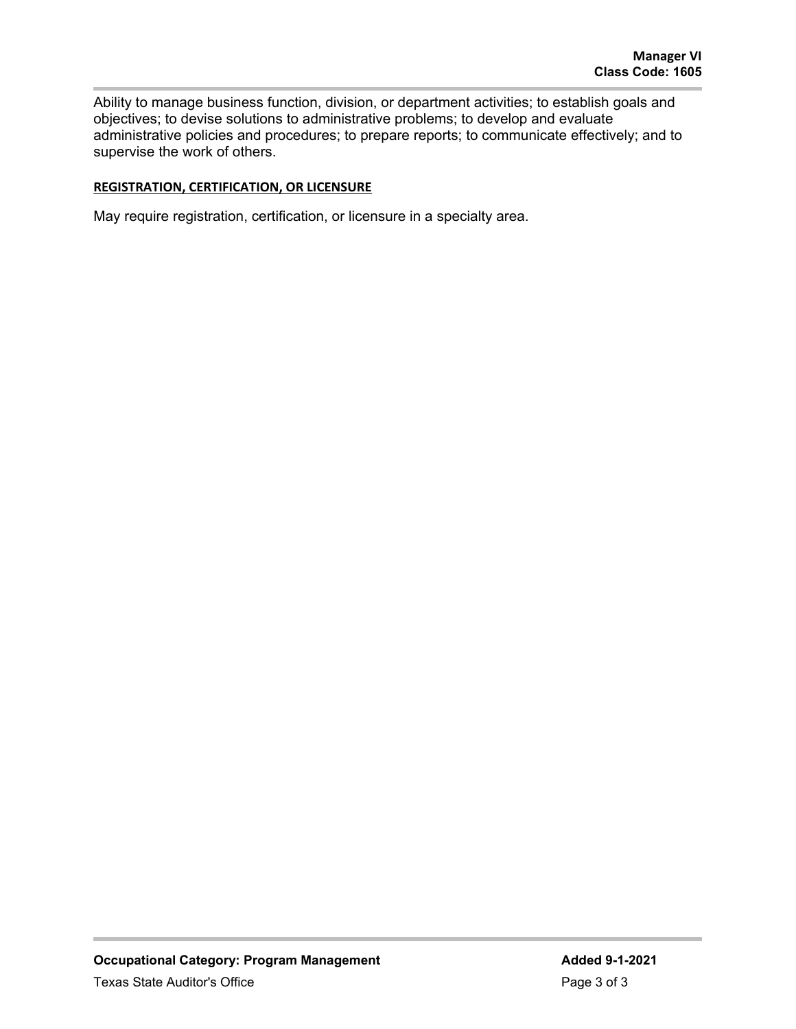Ability to manage business function, division, or department activities; to establish goals and objectives; to devise solutions to administrative problems; to develop and evaluate administrative policies and procedures; to prepare reports; to communicate effectively; and to supervise the work of others.

## REGISTRATION, CERTIFICATION, OR LICENSURE

May require registration, certification, or licensure in a specialty area.